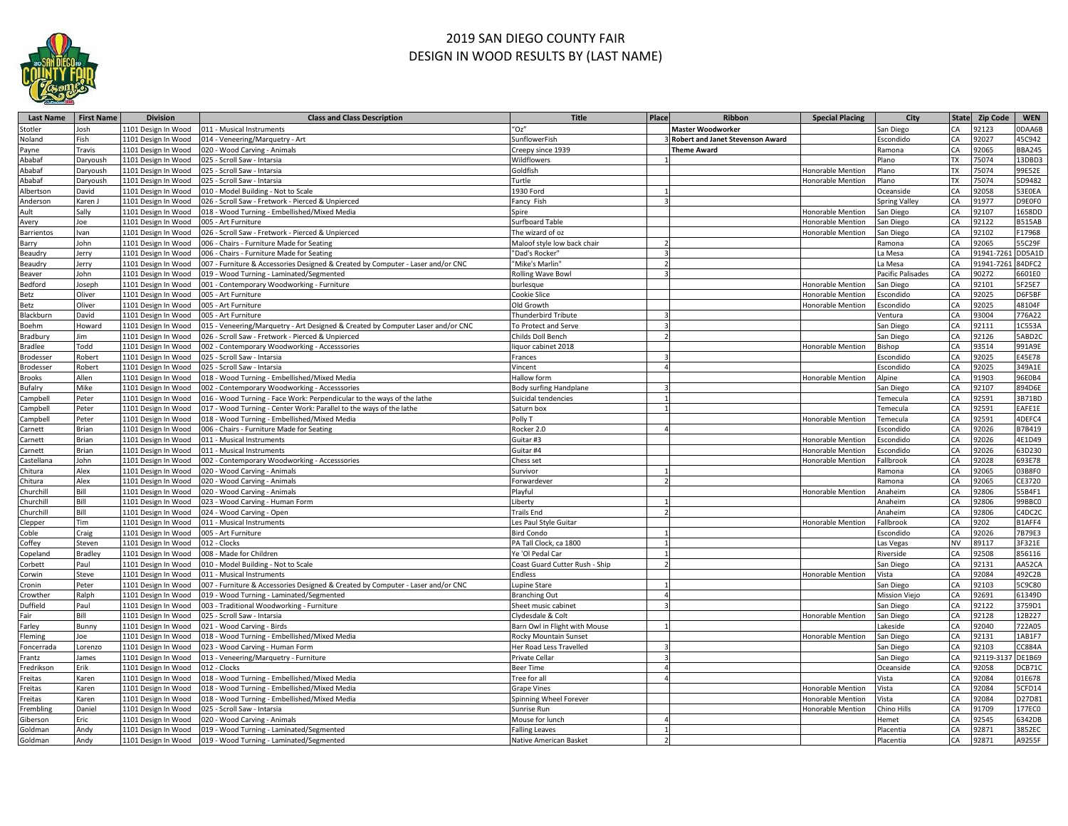# 2019 SAN DIEGO COUNTY FAIR
## DESIGN IN WOOD RESULTS BY (LAST NAME)

| Last Name | First Name | Division | Class and Class Description | Title | Place | Ribbon | Special Placing | City | State | Zip Code | WEN |
|---|---|---|---|---|---|---|---|---|---|---|---|
| Stotler | Josh | 1101 Design In Wood | 011 - Musical Instruments | "Oz" | | **Master Woodworker** | | San Diego | CA | 92123 | 0DAA6B |
| Noland | Fish | 1101 Design In Wood | 014 - Veneering/Marquetry - Art | SunflowerFish | 3 | **Robert and Janet Stevenson Award** | | Escondido | CA | 92027 | 45C942 |
| Payne | Travis | 1101 Design In Wood | 020 - Wood Carving - Animals | Creepy since 1939 | | **Theme Award** | | Ramona | CA | 92065 | BBA245 |
| Ababaf | Daryoush | 1101 Design In Wood | 025 - Scroll Saw - Intarsia | Wildflowers | 1 | | | Plano | TX | 75074 | 13DBD3 |
| Ababaf | Daryoush | 1101 Design In Wood | 025 - Scroll Saw - Intarsia | Goldfish | | | Honorable Mention | Plano | TX | 75074 | 99E52E |
| Ababaf | Daryoush | 1101 Design In Wood | 025 - Scroll Saw - Intarsia | Turtle | | | Honorable Mention | Plano | TX | 75074 | 5D9482 |
| Albertson | David | 1101 Design In Wood | 010 - Model Building - Not to Scale | 1930 Ford | 1 | | | Oceanside | CA | 92058 | 53E0EA |
| Anderson | Karen J | 1101 Design In Wood | 026 - Scroll Saw - Fretwork - Pierced & Unpierced | Fancy Fish | 3 | | | Spring Valley | CA | 91977 | D9E0F0 |
| Ault | Sally | 1101 Design In Wood | 018 - Wood Turning - Embellished/Mixed Media | Spire | | | Honorable Mention | San Diego | CA | 92107 | 1658DD |
| Avery | Joe | 1101 Design In Wood | 005 - Art Furniture | Surfboard Table | | | Honorable Mention | San Diego | CA | 92122 | B515AB |
| Barrientos | Ivan | 1101 Design In Wood | 026 - Scroll Saw - Fretwork - Pierced & Unpierced | The wizard of oz | | | Honorable Mention | San Diego | CA | 92102 | F17968 |
| Barry | John | 1101 Design In Wood | 006 - Chairs - Furniture Made for Seating | Maloof style low back chair | 2 | | | Ramona | CA | 92065 | 55C29F |
| Beaudry | Jerry | 1101 Design In Wood | 006 - Chairs - Furniture Made for Seating | "Dad's Rocker" | 3 | | | La Mesa | CA | 91941-7261 | DD5A1D |
| Beaudry | Jerry | 1101 Design In Wood | 007 - Furniture & Accessories Designed & Created by Computer - Laser and/or CNC | "Mike's Marlin" | 2 | | | La Mesa | CA | 91941-7261 | 84DFC2 |
| Beaver | John | 1101 Design In Wood | 019 - Wood Turning - Laminated/Segmented | Rolling Wave Bowl | 3 | | | Pacific Palisades | CA | 90272 | 6601E0 |
| Bedford | Joseph | 1101 Design In Wood | 001 - Contemporary Woodworking - Furniture | burlesque | | | Honorable Mention | San Diego | CA | 92101 | 5F25E7 |
| Betz | Oliver | 1101 Design In Wood | 005 - Art Furniture | Cookie Slice | | | Honorable Mention | Escondido | CA | 92025 | D6F5BF |
| Betz | Oliver | 1101 Design In Wood | 005 - Art Furniture | Old Growth | | | Honorable Mention | Escondido | CA | 92025 | 48104F |
| Blackburn | David | 1101 Design In Wood | 005 - Art Furniture | Thunderbird Tribute | 3 | | | Ventura | CA | 93004 | 776A22 |
| Boehm | Howard | 1101 Design In Wood | 015 - Veneering/Marquetry - Art Designed & Created by Computer Laser and/or CNC | To Protect and Serve | 3 | | | San Diego | CA | 92111 | 1C553A |
| Bradbury | Jim | 1101 Design In Wood | 026 - Scroll Saw - Fretwork - Pierced & Unpierced | Childs Doll Bench | 2 | | | San Diego | CA | 92126 | 5ABD2C |
| Bradlee | Todd | 1101 Design In Wood | 002 - Contemporary Woodworking - Accesssories | liquor cabinet 2018 | | | Honorable Mention | Bishop | CA | 93514 | 991A9E |
| Brodesser | Robert | 1101 Design In Wood | 025 - Scroll Saw - Intarsia | Frances | 3 | | | Escondido | CA | 92025 | E45E78 |
| Brodesser | Robert | 1101 Design In Wood | 025 - Scroll Saw - Intarsia | Vincent | 4 | | | Escondido | CA | 92025 | 349A1E |
| Brooks | Allen | 1101 Design In Wood | 018 - Wood Turning - Embellished/Mixed Media | Hallow form | | | Honorable Mention | Alpine | CA | 91903 | 96E0B4 |
| Bufalry | Mike | 1101 Design In Wood | 002 - Contemporary Woodworking - Accesssories | Body surfing Handplane | 3 | | | San Diego | CA | 92107 | 894D6E |
| Campbell | Peter | 1101 Design In Wood | 016 - Wood Turning - Face Work: Perpendicular to the ways of the lathe | Suicidal tendencies | 1 | | | Temecula | CA | 92591 | 3B71BD |
| Campbell | Peter | 1101 Design In Wood | 017 - Wood Turning - Center Work: Parallel to the ways of the lathe | Saturn box | 1 | | | Temecula | CA | 92591 | EAFE1E |
| Campbell | Peter | 1101 Design In Wood | 018 - Wood Turning - Embellished/Mixed Media | Polly T | | | Honorable Mention | Temecula | CA | 92591 | 4DEFC4 |
| Carnett | Brian | 1101 Design In Wood | 006 - Chairs - Furniture Made for Seating | Rocker 2.0 | 4 | | | Escondido | CA | 92026 | B7B419 |
| Carnett | Brian | 1101 Design In Wood | 011 - Musical Instruments | Guitar #3 | | | Honorable Mention | Escondido | CA | 92026 | 4E1D49 |
| Carnett | Brian | 1101 Design In Wood | 011 - Musical Instruments | Guitar #4 | | | Honorable Mention | Escondido | CA | 92026 | 63D230 |
| Castellana | John | 1101 Design In Wood | 002 - Contemporary Woodworking - Accesssories | Chess set | | | Honorable Mention | Fallbrook | CA | 92028 | 693E78 |
| Chitura | Alex | 1101 Design In Wood | 020 - Wood Carving - Animals | Survivor | 1 | | | Ramona | CA | 92065 | 03B8F0 |
| Chitura | Alex | 1101 Design In Wood | 020 - Wood Carving - Animals | Forwardever | 2 | | | Ramona | CA | 92065 | CE3720 |
| Churchill | Bill | 1101 Design In Wood | 020 - Wood Carving - Animals | Playful | | | Honorable Mention | Anaheim | CA | 92806 | 55B4F1 |
| Churchill | Bill | 1101 Design In Wood | 023 - Wood Carving - Human Form | Liberty | 1 | | | Anaheim | CA | 92806 | 99BBC0 |
| Churchill | Bill | 1101 Design In Wood | 024 - Wood Carving - Open | Trails End | 2 | | | Anaheim | CA | 92806 | C4DC2C |
| Clepper | Tim | 1101 Design In Wood | 011 - Musical Instruments | Les Paul Style Guitar | | | Honorable Mention | Fallbrook | CA | 9202 | B1AFF4 |
| Coble | Craig | 1101 Design In Wood | 005 - Art Furniture | Bird Condo | 1 | | | Escondido | CA | 92026 | 7B79E3 |
| Coffey | Steven | 1101 Design In Wood | 012 - Clocks | PA Tall Clock, ca 1800 | 1 | | | Las Vegas | NV | 89117 | 3F321E |
| Copeland | Bradley | 1101 Design In Wood | 008 - Made for Children | Ye 'Ol Pedal Car | 1 | | | Riverside | CA | 92508 | 856116 |
| Corbett | Paul | 1101 Design In Wood | 010 - Model Building - Not to Scale | Coast Guard Cutter Rush - Ship | 2 | | | San Diego | CA | 92131 | AA52CA |
| Corwin | Steve | 1101 Design In Wood | 011 - Musical Instruments | Endless | | | Honorable Mention | Vista | CA | 92084 | 492C2B |
| Cronin | Peter | 1101 Design In Wood | 007 - Furniture & Accessories Designed & Created by Computer - Laser and/or CNC | Lupine Stare | 1 | | | San Diego | CA | 92103 | 5C9C80 |
| Crowther | Ralph | 1101 Design In Wood | 019 - Wood Turning - Laminated/Segmented | Branching Out | 4 | | | Mission Viejo | CA | 92691 | 61349D |
| Duffield | Paul | 1101 Design In Wood | 003 - Traditional Woodworking - Furniture | Sheet music cabinet | 3 | | | San Diego | CA | 92122 | 3759D1 |
| Fair | Bill | 1101 Design In Wood | 025 - Scroll Saw - Intarsia | Clydesdale & Colt | | | Honorable Mention | San Diego | CA | 92128 | 12B227 |
| Farley | Bunny | 1101 Design In Wood | 021 - Wood Carving - Birds | Barn Owl in Flight with Mouse | 1 | | | Lakeside | CA | 92040 | 722A05 |
| Fleming | Joe | 1101 Design In Wood | 018 - Wood Turning - Embellished/Mixed Media | Rocky Mountain Sunset | | | Honorable Mention | San Diego | CA | 92131 | 1AB1F7 |
| Foncerrada | Lorenzo | 1101 Design In Wood | 023 - Wood Carving - Human Form | Her Road Less Travelled | 3 | | | San Diego | CA | 92103 | CC884A |
| Frantz | James | 1101 Design In Wood | 013 - Veneering/Marquetry - Furniture | Private Cellar | 3 | | | San Diego | CA | 92119-3137 | DE1B69 |
| Fredrikson | Erik | 1101 Design In Wood | 012 - Clocks | Beer Time | 4 | | | Oceanside | CA | 92058 | DCB71C |
| Freitas | Karen | 1101 Design In Wood | 018 - Wood Turning - Embellished/Mixed Media | Tree for all | 4 | | | Vista | CA | 92084 | 01E678 |
| Freitas | Karen | 1101 Design In Wood | 018 - Wood Turning - Embellished/Mixed Media | Grape Vines | | | Honorable Mention | Vista | CA | 92084 | 5CFD14 |
| Freitas | Karen | 1101 Design In Wood | 018 - Wood Turning - Embellished/Mixed Media | Spinning Wheel Forever | | | Honorable Mention | Vista | CA | 92084 | D27D81 |
| Frembling | Daniel | 1101 Design In Wood | 025 - Scroll Saw - Intarsia | Sunrise Run | | | Honorable Mention | Chino Hills | CA | 91709 | 177EC0 |
| Giberson | Eric | 1101 Design In Wood | 020 - Wood Carving - Animals | Mouse for lunch | 4 | | | Hemet | CA | 92545 | 6342DB |
| Goldman | Andy | 1101 Design In Wood | 019 - Wood Turning - Laminated/Segmented | Falling Leaves | 1 | | | Placentia | CA | 92871 | 3852EC |
| Goldman | Andy | 1101 Design In Wood | 019 - Wood Turning - Laminated/Segmented | Native American Basket | 2 | | | Placentia | CA | 92871 | A9255F |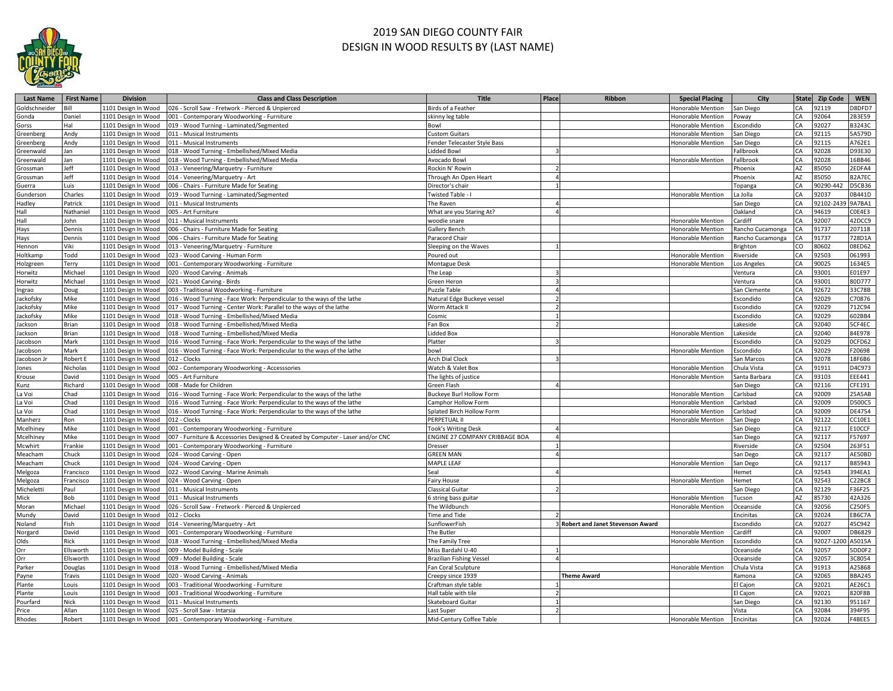# 2019 SAN DIEGO COUNTY FAIR
## DESIGN IN WOOD RESULTS BY (LAST NAME)

| Last Name | First Name | Division | Class and Class Description | Title | Place | Ribbon | Special Placing | City | State | Zip Code | WEN |
|---|---|---|---|---|---|---|---|---|---|---|---|
| Goldschneider | Bill | 1101 Design In Wood | 026 - Scroll Saw - Fretwork - Pierced & Unpierced | Birds of a Feather | | | Honorable Mention | San Diego | CA | 92119 | D8DFD7 |
| Gonda | Daniel | 1101 Design In Wood | 001 - Contemporary Woodworking - Furniture | skinny leg table | | | Honorable Mention | Poway | CA | 92064 | 2B3E59 |
| Gorss | Hal | 1101 Design In Wood | 019 - Wood Turning - Laminated/Segmented | Bowl | | | Honorable Mention | Escondido | CA | 92027 | B3243C |
| Greenberg | Andy | 1101 Design In Wood | 011 - Musical Instruments | Custom Guitars | | | Honorable Mention | San Diego | CA | 92115 | 5A579D |
| Greenberg | Andy | 1101 Design In Wood | 011 - Musical Instruments | Fender Telecaster Style Bass | | | Honorable Mention | San Diego | CA | 92115 | A762E1 |
| Greenwald | Jan | 1101 Design In Wood | 018 - Wood Turning - Embellished/Mixed Media | Lidded Bowl | 3 | | | Fallbrook | CA | 92028 | D93E30 |
| Greenwald | Jan | 1101 Design In Wood | 018 - Wood Turning - Embellished/Mixed Media | Avocado Bowl | | | Honorable Mention | Fallbrook | CA | 92028 | 16BB46 |
| Grossman | Jeff | 1101 Design In Wood | 013 - Veneering/Marquetry - Furniture | Rockin N' Rowin | 2 | | | Phoenix | AZ | 85050 | 2EDFA4 |
| Grossman | Jeff | 1101 Design In Wood | 014 - Veneering/Marquetry - Art | Through An Open Heart | 4 | | | Phoenix | AZ | 85050 | B2A7EC |
| Guerra | Luis | 1101 Design In Wood | 006 - Chairs - Furniture Made for Seating | Director's chair | 1 | | | Topanga | CA | 90290-442 | D5CB36 |
| Gunderson | Charles | 1101 Design In Wood | 019 - Wood Turning - Laminated/Segmented | Twisted Table - I | | | Honorable Mention | La Jolla | CA | 92037 | 0B441D |
| Hadley | Patrick | 1101 Design In Wood | 011 - Musical Instruments | The Raven | 4 | | | San Diego | CA | 92102-2439 | 9A7BA1 |
| Hall | Nathaniel | 1101 Design In Wood | 005 - Art Furniture | What are you Staring At? | 4 | | | Oakland | CA | 94619 | C0E4E3 |
| Hall | John | 1101 Design In Wood | 011 - Musical Instruments | woodie snare | | | Honorable Mention | Cardiff | CA | 92007 | 42DCC9 |
| Hays | Dennis | 1101 Design In Wood | 006 - Chairs - Furniture Made for Seating | Gallery Bench | | | Honorable Mention | Rancho Cucamonga | CA | 91737 | 207118 |
| Hays | Dennis | 1101 Design In Wood | 006 - Chairs - Furniture Made for Seating | Paracord Chair | | | Honorable Mention | Rancho Cucamonga | CA | 91737 | 728D1A |
| Hennon | Viki | 1101 Design In Wood | 013 - Veneering/Marquetry - Furniture | Sleeping on the Waves | 1 | | | Brighton | CO | 80602 | 08ED62 |
| Holtkamp | Todd | 1101 Design In Wood | 023 - Wood Carving - Human Form | Poured out | | | Honorable Mention | Riverside | CA | 92503 | 061993 |
| Holzgreen | Terry | 1101 Design In Wood | 001 - Contemporary Woodworking - Furniture | Montague Desk | | | Honorable Mention | Los Angeles | CA | 90025 | 1634E5 |
| Horwitz | Michael | 1101 Design In Wood | 020 - Wood Carving - Animals | The Leap | 3 | | | Ventura | CA | 93001 | E01E97 |
| Horwitz | Michael | 1101 Design In Wood | 021 - Wood Carving - Birds | Green Heron | 3 | | | Ventura | CA | 93001 | 80D777 |
| Ingrao | Doug | 1101 Design In Wood | 003 - Traditional Woodworking - Furniture | Puzzle Table | 4 | | | San Clemente | CA | 92672 | 33C78B |
| Jackofsky | Mike | 1101 Design In Wood | 016 - Wood Turning - Face Work: Perpendicular to the ways of the lathe | Natural Edge Buckeye vessel | 2 | | | Escondido | CA | 92029 | C70876 |
| Jackofsky | Mike | 1101 Design In Wood | 017 - Wood Turning - Center Work: Parallel to the ways of the lathe | Worm Attack II | 2 | | | Escondido | CA | 92029 | 712C94 |
| Jackofsky | Mike | 1101 Design In Wood | 018 - Wood Turning - Embellished/Mixed Media | Cosmic | 1 | | | Escondido | CA | 92029 | 602BB4 |
| Jackson | Brian | 1101 Design In Wood | 018 - Wood Turning - Embellished/Mixed Media | Fan Box | 2 | | | Lakeside | CA | 92040 | 5CF4EC |
| Jackson | Brian | 1101 Design In Wood | 018 - Wood Turning - Embellished/Mixed Media | Lidded Box | | | Honorable Mention | Lakeside | CA | 92040 | 84E978 |
| Jacobson | Mark | 1101 Design In Wood | 016 - Wood Turning - Face Work: Perpendicular to the ways of the lathe | Platter | 3 | | | Escondido | CA | 92029 | 0CFD62 |
| Jacobson | Mark | 1101 Design In Wood | 016 - Wood Turning - Face Work: Perpendicular to the ways of the lathe | bowl | | | Honorable Mention | Escondido | CA | 92029 | F20698 |
| Jacobson Jr | Robert E | 1101 Design In Wood | 012 - Clocks | Arch Dial Clock | 3 | | | San Marcos | CA | 92078 | 18F6B6 |
| Jones | Nicholas | 1101 Design In Wood | 002 - Contemporary Woodworking - Accesssories | Watch & Valet Box | | | Honorable Mention | Chula Vista | CA | 91911 | D4C973 |
| Krouse | David | 1101 Design In Wood | 005 - Art Furniture | The lights of justice | | | Honorable Mention | Santa Barbara | CA | 93103 | EEE441 |
| Kunz | Richard | 1101 Design In Wood | 008 - Made for Children | Green Flash | 4 | | | San Diego | CA | 92116 | CFE191 |
| La Voi | Chad | 1101 Design In Wood | 016 - Wood Turning - Face Work: Perpendicular to the ways of the lathe | Buckeye Burl Hollow Form | | | Honorable Mention | Carlsbad | CA | 92009 | 25A5AB |
| La Voi | Chad | 1101 Design In Wood | 016 - Wood Turning - Face Work: Perpendicular to the ways of the lathe | Camphor Hollow Form | | | Honorable Mention | Carlsbad | CA | 92009 | D500C5 |
| La Voi | Chad | 1101 Design In Wood | 016 - Wood Turning - Face Work: Perpendicular to the ways of the lathe | Splated Birch Hollow Form | | | Honorable Mention | Carlsbad | CA | 92009 | DE4754 |
| Manherz | Ron | 1101 Design In Wood | 012 - Clocks | PERPETUAL II | | | Honorable Mention | San Diego | CA | 92122 | CC10E1 |
| Mcelhiney | Mike | 1101 Design In Wood | 001 - Contemporary Woodworking - Furniture | Took's Writing Desk | 4 | | | San Diego | CA | 92117 | E10CCF |
| Mcelhiney | Mike | 1101 Design In Wood | 007 - Furniture & Accessories Designed & Created by Computer - Laser and/or CNC | ENGINE 27 COMPANY CRIBBAGE BOA | 4 | | | San Diego | CA | 92117 | F57697 |
| Mcwhirt | Frankie | 1101 Design In Wood | 001 - Contemporary Woodworking - Furniture | Dresser | 1 | | | Riverside | CA | 92504 | 263F51 |
| Meacham | Chuck | 1101 Design In Wood | 024 - Wood Carving - Open | GREEN MAN | 4 | | | San Dego | CA | 92117 | AE50BD |
| Meacham | Chuck | 1101 Design In Wood | 024 - Wood Carving - Open | MAPLE LEAF | | | Honorable Mention | San Dego | CA | 92117 | B85943 |
| Melgoza | Francisco | 1101 Design In Wood | 022 - Wood Carving - Marine Animals | Seal | 4 | | | Hemet | CA | 92543 | 394EA1 |
| Melgoza | Francisco | 1101 Design In Wood | 024 - Wood Carving - Open | Fairy House | | | Honorable Mention | Hemet | CA | 92543 | C22BC8 |
| Micheletti | Paul | 1101 Design In Wood | 011 - Musical Instruments | Classical Guitar | 2 | | | San Diego | CA | 92129 | F36F25 |
| Mick | Bob | 1101 Design In Wood | 011 - Musical Instruments | 6 string bass guitar | | | Honorable Mention | Tucson | AZ | 85730 | 42A326 |
| Moran | Michael | 1101 Design In Wood | 026 - Scroll Saw - Fretwork - Pierced & Unpierced | The Wildbunch | | | Honorable Mention | Oceanside | CA | 92056 | C250F5 |
| Mundy | David | 1101 Design In Wood | 012 - Clocks | Time and Tide | 2 | | | Encinitas | CA | 92024 | EB6C7A |
| Noland | Fish | 1101 Design In Wood | 014 - Veneering/Marquetry - Art | SunflowerFish | 3 | **Robert and Janet Stevenson Award** | | Escondido | CA | 92027 | 45C942 |
| Norgard | David | 1101 Design In Wood | 001 - Contemporary Woodworking - Furniture | The Butler | | | Honorable Mention | Cardiff | CA | 92007 | DB6829 |
| Olds | Rick | 1101 Design In Wood | 018 - Wood Turning - Embellished/Mixed Media | The Family Tree | | | Honorable Mention | Escondido | CA | 92027-1200 | A5015A |
| Orr | Ellsworth | 1101 Design In Wood | 009 - Model Building - Scale | Miss Bardahl U-40 | 1 | | | Oceanside | CA | 92057 | 5DD0F2 |
| Orr | Ellsworth | 1101 Design In Wood | 009 - Model Building - Scale | Brazilian Fishing Vessel | 4 | | | Oceanside | CA | 92057 | 3C8054 |
| Parker | Douglas | 1101 Design In Wood | 018 - Wood Turning - Embellished/Mixed Media | Fan Coral Sculpture | | | Honorable Mention | Chula Vista | CA | 91913 | A25868 |
| Payne | Travis | 1101 Design In Wood | 020 - Wood Carving - Animals | Creepy since 1939 | | **Theme Award** | | Ramona | CA | 92065 | BBA245 |
| Plante | Louis | 1101 Design In Wood | 003 - Traditional Woodworking - Furniture | Craftman style table | 1 | | | El Cajon | CA | 92021 | AE26C1 |
| Plante | Louis | 1101 Design In Wood | 003 - Traditional Woodworking - Furniture | Hall table with tile | 2 | | | El Cajon | CA | 92021 | 820F8B |
| Pourfard | Nick | 1101 Design In Wood | 011 - Musical Instruments | Skateboard Guitar | 1 | | | San Diego | CA | 92130 | 951167 |
| Price | Allan | 1101 Design In Wood | 025 - Scroll Saw - Intarsia | Last Super | 2 | | | Vista | CA | 92084 | 394F95 |
| Rhodes | Robert | 1101 Design In Wood | 001 - Contemporary Woodworking - Furniture | Mid-Century Coffee Table | | | Honorable Mention | Encinitas | CA | 92024 | F4BEE5 |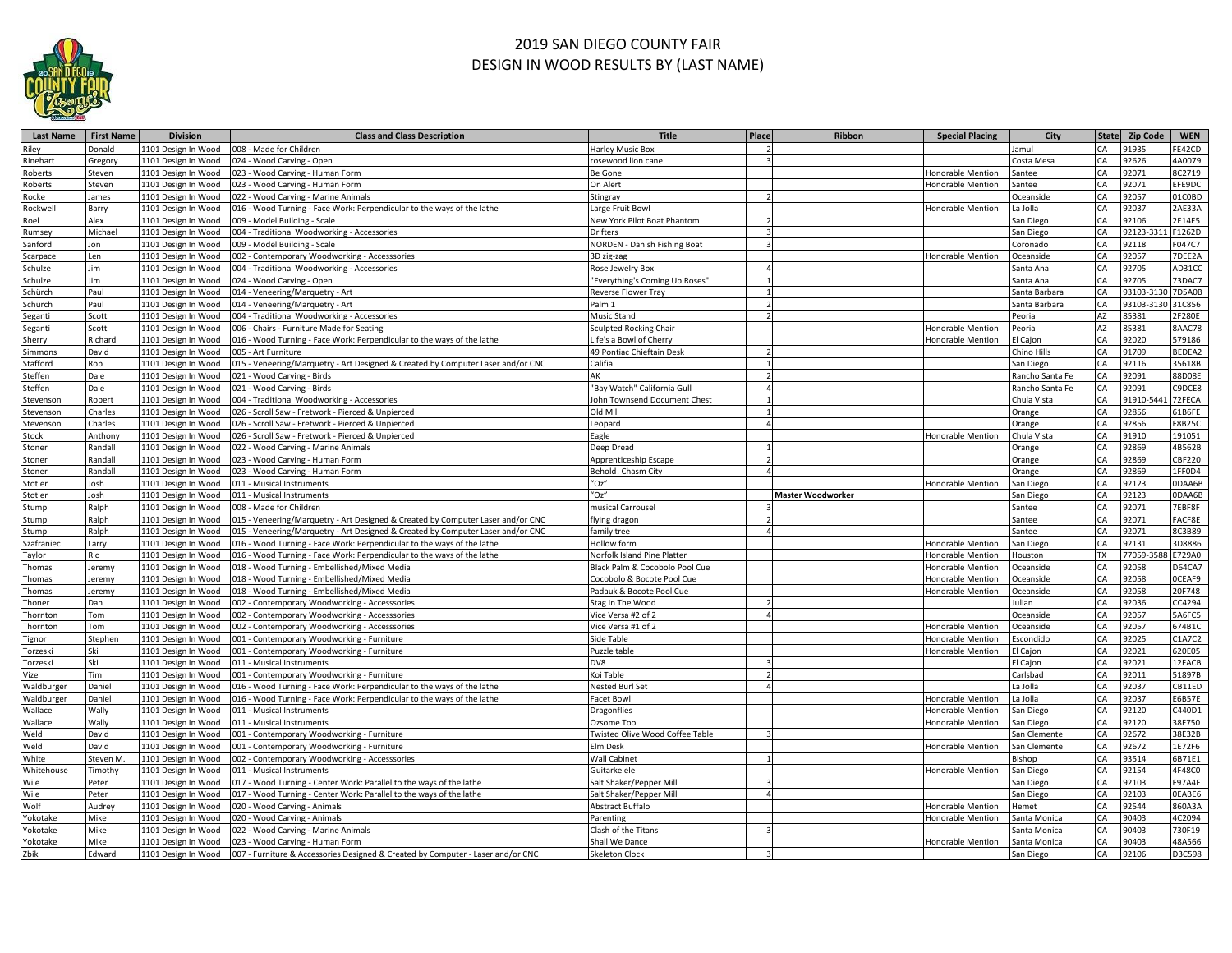# 2019 SAN DIEGO COUNTY FAIR
## DESIGN IN WOOD RESULTS BY (LAST NAME)

| Last Name | First Name | Division | Class and Class Description | Title | Place | Ribbon | Special Placing | City | State | Zip Code | WEN |
|---|---|---|---|---|---|---|---|---|---|---|---|
| Riley | Donald | 1101 Design In Wood | 008 - Made for Children | Harley Music Box | 2 | | | Jamul | CA | 91935 | FE42CD |
| Rinehart | Gregory | 1101 Design In Wood | 024 - Wood Carving - Open | rosewood lion cane | 3 | | | Costa Mesa | CA | 92626 | 4A0079 |
| Roberts | Steven | 1101 Design In Wood | 023 - Wood Carving - Human Form | Be Gone | | | Honorable Mention | Santee | CA | 92071 | 8C2719 |
| Roberts | Steven | 1101 Design In Wood | 023 - Wood Carving - Human Form | On Alert | | | Honorable Mention | Santee | CA | 92071 | EFE9DC |
| Rocke | James | 1101 Design In Wood | 022 - Wood Carving - Marine Animals | Stingray | 2 | | | Oceanside | CA | 92057 | 01C0BD |
| Rockwell | Barry | 1101 Design In Wood | 016 - Wood Turning - Face Work: Perpendicular to the ways of the lathe | Large Fruit Bowl | | | Honorable Mention | La Jolla | CA | 92037 | 2AE33A |
| Roel | Alex | 1101 Design In Wood | 009 - Model Building - Scale | New York Pilot Boat Phantom | 2 | | | San Diego | CA | 92106 | 2E14E5 |
| Rumsey | Michael | 1101 Design In Wood | 004 - Traditional Woodworking - Accessories | Drifters | 3 | | | San Diego | CA | 92123-3311 | F1262D |
| Sanford | Jon | 1101 Design In Wood | 009 - Model Building - Scale | NORDEN - Danish Fishing Boat | 3 | | | Coronado | CA | 92118 | F047C7 |
| Scarpace | Len | 1101 Design In Wood | 002 - Contemporary Woodworking - Accesssories | 3D zig-zag | | | Honorable Mention | Oceanside | CA | 92057 | 7DEE2A |
| Schulze | Jim | 1101 Design In Wood | 004 - Traditional Woodworking - Accessories | Rose Jewelry Box | 4 | | | Santa Ana | CA | 92705 | AD31CC |
| Schulze | Jim | 1101 Design In Wood | 024 - Wood Carving - Open | "Everything's Coming Up Roses" | 1 | | | Santa Ana | CA | 92705 | 73DAC7 |
| Schürch | Paul | 1101 Design In Wood | 014 - Veneering/Marquetry - Art | Reverse Flower Tray | 1 | | | Santa Barbara | CA | 93103-3130 | 7D5A0B |
| Schürch | Paul | 1101 Design In Wood | 014 - Veneering/Marquetry - Art | Palm 1 | 2 | | | Santa Barbara | CA | 93103-3130 | 31C856 |
| Seganti | Scott | 1101 Design In Wood | 004 - Traditional Woodworking - Accessories | Music Stand | 2 | | | Peoria | AZ | 85381 | 2F280E |
| Seganti | Scott | 1101 Design In Wood | 006 - Chairs - Furniture Made for Seating | Sculpted Rocking Chair | | | Honorable Mention | Peoria | AZ | 85381 | 8AAC78 |
| Sherry | Richard | 1101 Design In Wood | 016 - Wood Turning - Face Work: Perpendicular to the ways of the lathe | Life's a Bowl of Cherry | | | Honorable Mention | El Cajon | CA | 92020 | 579186 |
| Simmons | David | 1101 Design In Wood | 005 - Art Furniture | 49 Pontiac Chieftain Desk | 2 | | | Chino Hills | CA | 91709 | BEDEA2 |
| Stafford | Rob | 1101 Design In Wood | 015 - Veneering/Marquetry - Art Designed & Created by Computer Laser and/or CNC | Califia | 1 | | | San Diego | CA | 92116 | 35618B |
| Steffen | Dale | 1101 Design In Wood | 021 - Wood Carving - Birds | AK | 2 | | | Rancho Santa Fe | CA | 92091 | 88D08E |
| Steffen | Dale | 1101 Design In Wood | 021 - Wood Carving - Birds | "Bay Watch" California Gull | 4 | | | Rancho Santa Fe | CA | 92091 | C9DCE8 |
| Stevenson | Robert | 1101 Design In Wood | 004 - Traditional Woodworking - Accessories | John Townsend Document Chest | 1 | | | Chula Vista | CA | 91910-5441 | 72FECA |
| Stevenson | Charles | 1101 Design In Wood | 026 - Scroll Saw - Fretwork - Pierced & Unpierced | Old Mill | 1 | | | Orange | CA | 92856 | 61B6FE |
| Stevenson | Charles | 1101 Design In Wood | 026 - Scroll Saw - Fretwork - Pierced & Unpierced | Leopard | 4 | | | Orange | CA | 92856 | F8B25C |
| Stock | Anthony | 1101 Design In Wood | 026 - Scroll Saw - Fretwork - Pierced & Unpierced | Eagle | | | Honorable Mention | Chula Vista | CA | 91910 | 191051 |
| Stoner | Randall | 1101 Design In Wood | 022 - Wood Carving - Marine Animals | Deep Dread | 1 | | | Orange | CA | 92869 | 4B562B |
| Stoner | Randall | 1101 Design In Wood | 023 - Wood Carving - Human Form | Apprenticeship Escape | 2 | | | Orange | CA | 92869 | CBF220 |
| Stoner | Randall | 1101 Design In Wood | 023 - Wood Carving - Human Form | Behold! Chasm City | 4 | | | Orange | CA | 92869 | 1FF0D4 |
| Stotler | Josh | 1101 Design In Wood | 011 - Musical Instruments | "Oz" | | | Honorable Mention | San Diego | CA | 92123 | 0DAA6B |
| Stotler | Josh | 1101 Design In Wood | 011 - Musical Instruments | "Oz" | | **Master Woodworker** | | San Diego | CA | 92123 | 0DAA6B |
| Stump | Ralph | 1101 Design In Wood | 008 - Made for Children | musical Carrousel | 3 | | | Santee | CA | 92071 | 7EBF8F |
| Stump | Ralph | 1101 Design In Wood | 015 - Veneering/Marquetry - Art Designed & Created by Computer Laser and/or CNC | flying dragon | 2 | | | Santee | CA | 92071 | FACF8E |
| Stump | Ralph | 1101 Design In Wood | 015 - Veneering/Marquetry - Art Designed & Created by Computer Laser and/or CNC | family tree | 4 | | | Santee | CA | 92071 | 8C3B89 |
| Szafraniec | Larry | 1101 Design In Wood | 016 - Wood Turning - Face Work: Perpendicular to the ways of the lathe | Hollow form | | | Honorable Mention | San Diego | CA | 92131 | 3D8886 |
| Taylor | Ric | 1101 Design In Wood | 016 - Wood Turning - Face Work: Perpendicular to the ways of the lathe | Norfolk Island Pine Platter | | | Honorable Mention | Houston | TX | 77059-3588 | E729A0 |
| Thomas | Jeremy | 1101 Design In Wood | 018 - Wood Turning - Embellished/Mixed Media | Black Palm & Cocobolo Pool Cue | | | Honorable Mention | Oceanside | CA | 92058 | D64CA7 |
| Thomas | Jeremy | 1101 Design In Wood | 018 - Wood Turning - Embellished/Mixed Media | Cocobolo & Bocote Pool Cue | | | Honorable Mention | Oceanside | CA | 92058 | 0CEAF9 |
| Thomas | Jeremy | 1101 Design In Wood | 018 - Wood Turning - Embellished/Mixed Media | Padauk & Bocote Pool Cue | | | Honorable Mention | Oceanside | CA | 92058 | 20F748 |
| Thoner | Dan | 1101 Design In Wood | 002 - Contemporary Woodworking - Accesssories | Stag In The Wood | 2 | | | Julian | CA | 92036 | CC4294 |
| Thornton | Tom | 1101 Design In Wood | 002 - Contemporary Woodworking - Accesssories | Vice Versa #2 of 2 | 4 | | | Oceanside | CA | 92057 | 5A6FC5 |
| Thornton | Tom | 1101 Design In Wood | 002 - Contemporary Woodworking - Accesssories | Vice Versa #1 of 2 | | | Honorable Mention | Oceanside | CA | 92057 | 674B1C |
| Tignor | Stephen | 1101 Design In Wood | 001 - Contemporary Woodworking - Furniture | Side Table | | | Honorable Mention | Escondido | CA | 92025 | C1A7C2 |
| Torzeski | Ski | 1101 Design In Wood | 001 - Contemporary Woodworking - Furniture | Puzzle table | | | Honorable Mention | El Cajon | CA | 92021 | 620E05 |
| Torzeski | Ski | 1101 Design In Wood | 011 - Musical Instruments | DV8 | 3 | | | El Cajon | CA | 92021 | 12FACB |
| Vize | Tim | 1101 Design In Wood | 001 - Contemporary Woodworking - Furniture | Koi Table | 2 | | | Carlsbad | CA | 92011 | 51897B |
| Waldburger | Daniel | 1101 Design In Wood | 016 - Wood Turning - Face Work: Perpendicular to the ways of the lathe | Nested Burl Set | 4 | | | La Jolla | CA | 92037 | CB11ED |
| Waldburger | Daniel | 1101 Design In Wood | 016 - Wood Turning - Face Work: Perpendicular to the ways of the lathe | Facet Bowl | | | Honorable Mention | La Jolla | CA | 92037 | E6B57E |
| Wallace | Wally | 1101 Design In Wood | 011 - Musical Instruments | Dragonflies | | | Honorable Mention | San Diego | CA | 92120 | C440D1 |
| Wallace | Wally | 1101 Design In Wood | 011 - Musical Instruments | Ozsome Too | | | Honorable Mention | San Diego | CA | 92120 | 38F750 |
| Weld | David | 1101 Design In Wood | 001 - Contemporary Woodworking - Furniture | Twisted Olive Wood Coffee Table | 3 | | | San Clemente | CA | 92672 | 38E32B |
| Weld | David | 1101 Design In Wood | 001 - Contemporary Woodworking - Furniture | Elm Desk | | | Honorable Mention | San Clemente | CA | 92672 | 1E72F6 |
| White | Steven M. | 1101 Design In Wood | 002 - Contemporary Woodworking - Accesssories | Wall Cabinet | 1 | | | Bishop | CA | 93514 | 6B71E1 |
| Whitehouse | Timothy | 1101 Design In Wood | 011 - Musical Instruments | Guitarkelele | | | Honorable Mention | San Diego | CA | 92154 | 4F48C0 |
| Wile | Peter | 1101 Design In Wood | 017 - Wood Turning - Center Work: Parallel to the ways of the lathe | Salt Shaker/Pepper Mill | 3 | | | San Diego | CA | 92103 | F97A4F |
| Wile | Peter | 1101 Design In Wood | 017 - Wood Turning - Center Work: Parallel to the ways of the lathe | Salt Shaker/Pepper Mill | 4 | | | San Diego | CA | 92103 | 0EABE6 |
| Wolf | Audrey | 1101 Design In Wood | 020 - Wood Carving - Animals | Abstract Buffalo | | | Honorable Mention | Hemet | CA | 92544 | 860A3A |
| Yokotake | Mike | 1101 Design In Wood | 020 - Wood Carving - Animals | Parenting | | | Honorable Mention | Santa Monica | CA | 90403 | 4C2094 |
| Yokotake | Mike | 1101 Design In Wood | 022 - Wood Carving - Marine Animals | Clash of the Titans | 3 | | | Santa Monica | CA | 90403 | 730F19 |
| Yokotake | Mike | 1101 Design In Wood | 023 - Wood Carving - Human Form | Shall We Dance | | | Honorable Mention | Santa Monica | CA | 90403 | 48A566 |
| Zbik | Edward | 1101 Design In Wood | 007 - Furniture & Accessories Designed & Created by Computer - Laser and/or CNC | Skeleton Clock | 3 | | | San Diego | CA | 92106 | D3C598 |